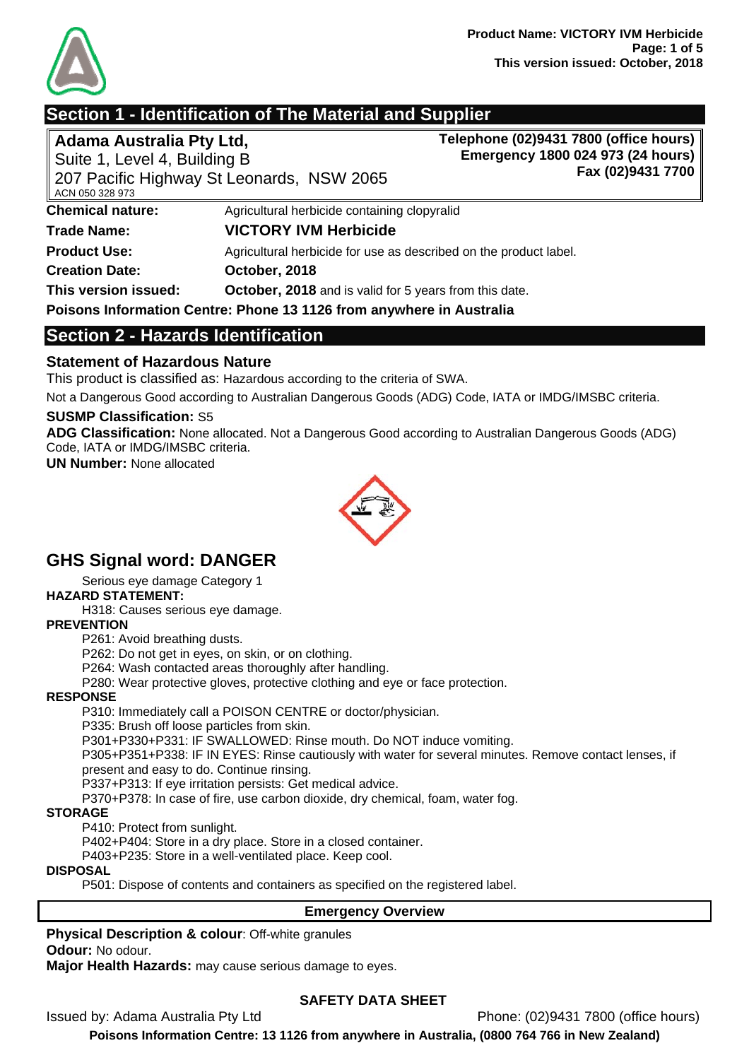## Section 1 - Identification of The Material and Supplier

**Adama Australia Pty Ltd,**
Suite 1, Level 4, Building B
207 Pacific Highway St Leonards, NSW 2065
ACN 050 328 973

**Telephone (02)9431 7800 (office hours)**
**Emergency 1800 024 973 (24 hours)**
**Fax (02)9431 7700**

| | |
|---|---|
| **Chemical nature:** | Agricultural herbicide containing clopyralid |
| **Trade Name:** | **VICTORY IVM Herbicide** |
| **Product Use:** | Agricultural herbicide for use as described on the product label. |
| **Creation Date:** | **October, 2018** |
| **This version issued:** | **October, 2018** and is valid for 5 years from this date. |

**Poisons Information Centre: Phone 13 1126 from anywhere in Australia**

## Section 2 - Hazards Identification

### Statement of Hazardous Nature

This product is classified as: Hazardous according to the criteria of SWA.

Not a Dangerous Good according to Australian Dangerous Goods (ADG) Code, IATA or IMDG/IMSBC criteria.

**SUSMP Classification:** S5

**ADG Classification:** None allocated. Not a Dangerous Good according to Australian Dangerous Goods (ADG) Code, IATA or IMDG/IMSBC criteria.

**UN Number:** None allocated

## GHS Signal word: DANGER

Serious eye damage Category 1

**HAZARD STATEMENT:**

H318: Causes serious eye damage.

**PREVENTION**

P261: Avoid breathing dusts.
P262: Do not get in eyes, on skin, or on clothing.
P264: Wash contacted areas thoroughly after handling.
P280: Wear protective gloves, protective clothing and eye or face protection.

**RESPONSE**

P310: Immediately call a POISON CENTRE or doctor/physician.
P335: Brush off loose particles from skin.
P301+P330+P331: IF SWALLOWED: Rinse mouth. Do NOT induce vomiting.
P305+P351+P338: IF IN EYES: Rinse cautiously with water for several minutes. Remove contact lenses, if present and easy to do. Continue rinsing.
P337+P313: If eye irritation persists: Get medical advice.
P370+P378: In case of fire, use carbon dioxide, dry chemical, foam, water fog.

**STORAGE**

P410: Protect from sunlight.
P402+P404: Store in a dry place. Store in a closed container.
P403+P235: Store in a well-ventilated place. Keep cool.

**DISPOSAL**

P501: Dispose of contents and containers as specified on the registered label.

**Emergency Overview**

**Physical Description & colour**: Off-white granules
**Odour:** No odour.
**Major Health Hazards:** may cause serious damage to eyes.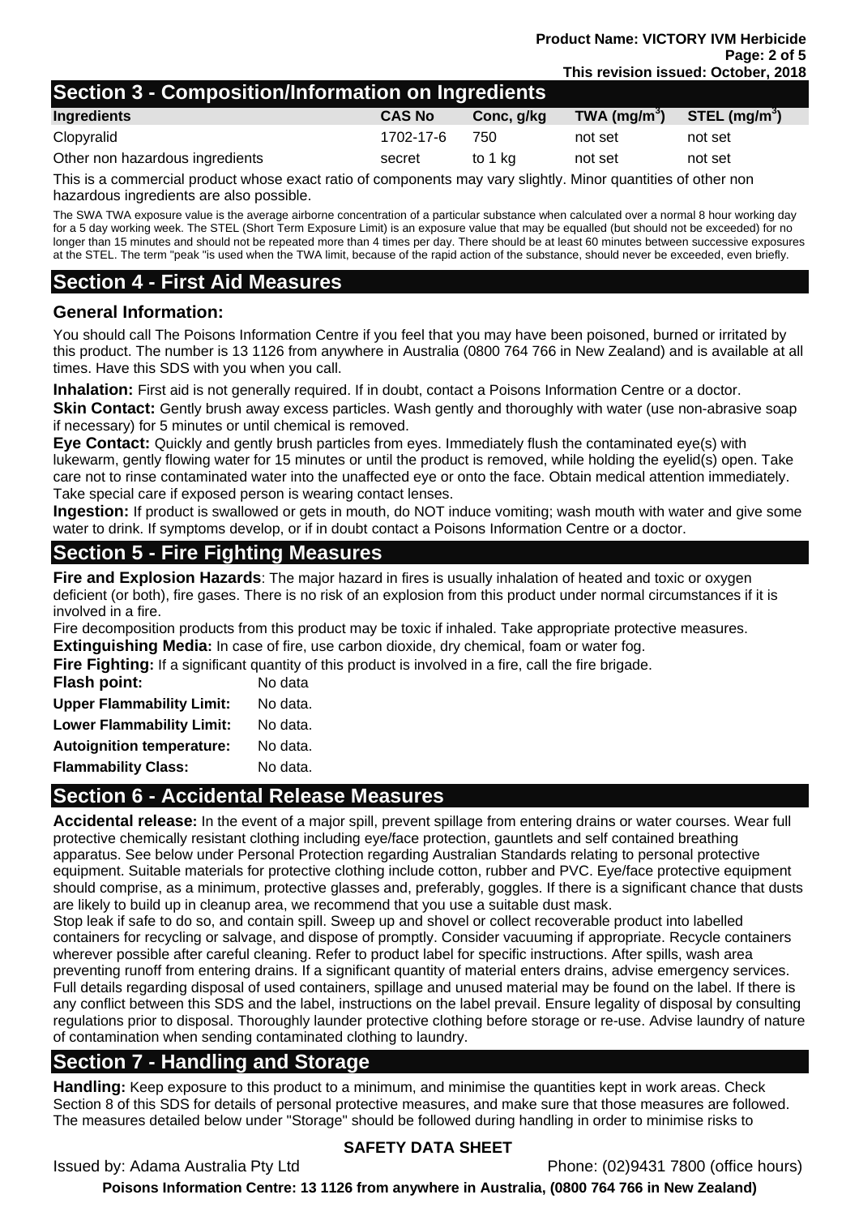## Section 3 - Composition/Information on Ingredients

| Ingredients | CAS No | Conc, g/kg | TWA ($mg/m^3$) | STEL ($mg/m^3$) |
|---|---|---|---|---|
| Clopyralid | 1702-17-6 | 750 | not set | not set |
| Other non hazardous ingredients | secret | to 1 kg | not set | not set |

This is a commercial product whose exact ratio of components may vary slightly. Minor quantities of other non hazardous ingredients are also possible.

The SWA TWA exposure value is the average airborne concentration of a particular substance when calculated over a normal 8 hour working day for a 5 day working week. The STEL (Short Term Exposure Limit) is an exposure value that may be equalled (but should not be exceeded) for no longer than 15 minutes and should not be repeated more than 4 times per day. There should be at least 60 minutes between successive exposures at the STEL. The term "peak "is used when the TWA limit, because of the rapid action of the substance, should never be exceeded, even briefly.

## Section 4 - First Aid Measures

### General Information:

You should call The Poisons Information Centre if you feel that you may have been poisoned, burned or irritated by this product. The number is 13 1126 from anywhere in Australia (0800 764 766 in New Zealand) and is available at all times. Have this SDS with you when you call.

**Inhalation:** First aid is not generally required. If in doubt, contact a Poisons Information Centre or a doctor.

**Skin Contact:** Gently brush away excess particles. Wash gently and thoroughly with water (use non-abrasive soap if necessary) for 5 minutes or until chemical is removed.

**Eye Contact:** Quickly and gently brush particles from eyes. Immediately flush the contaminated eye(s) with lukewarm, gently flowing water for 15 minutes or until the product is removed, while holding the eyelid(s) open. Take care not to rinse contaminated water into the unaffected eye or onto the face. Obtain medical attention immediately. Take special care if exposed person is wearing contact lenses.

**Ingestion:** If product is swallowed or gets in mouth, do NOT induce vomiting; wash mouth with water and give some water to drink. If symptoms develop, or if in doubt contact a Poisons Information Centre or a doctor.

## Section 5 - Fire Fighting Measures

**Fire and Explosion Hazards**: The major hazard in fires is usually inhalation of heated and toxic or oxygen deficient (or both), fire gases. There is no risk of an explosion from this product under normal circumstances if it is involved in a fire.

Fire decomposition products from this product may be toxic if inhaled. Take appropriate protective measures.

**Extinguishing Media:** In case of fire, use carbon dioxide, dry chemical, foam or water fog.

**Fire Fighting:** If a significant quantity of this product is involved in a fire, call the fire brigade.

**Flash point:** No data

**Upper Flammability Limit:** No data.

**Lower Flammability Limit:** No data.

**Autoignition temperature:** No data.

**Flammability Class:** No data.

## Section 6 - Accidental Release Measures

**Accidental release:** In the event of a major spill, prevent spillage from entering drains or water courses. Wear full protective chemically resistant clothing including eye/face protection, gauntlets and self contained breathing apparatus. See below under Personal Protection regarding Australian Standards relating to personal protective equipment. Suitable materials for protective clothing include cotton, rubber and PVC. Eye/face protective equipment should comprise, as a minimum, protective glasses and, preferably, goggles. If there is a significant chance that dusts are likely to build up in cleanup area, we recommend that you use a suitable dust mask.

Stop leak if safe to do so, and contain spill. Sweep up and shovel or collect recoverable product into labelled containers for recycling or salvage, and dispose of promptly. Consider vacuuming if appropriate. Recycle containers wherever possible after careful cleaning. Refer to product label for specific instructions. After spills, wash area preventing runoff from entering drains. If a significant quantity of material enters drains, advise emergency services. Full details regarding disposal of used containers, spillage and unused material may be found on the label. If there is any conflict between this SDS and the label, instructions on the label prevail. Ensure legality of disposal by consulting regulations prior to disposal. Thoroughly launder protective clothing before storage or re-use. Advise laundry of nature of contamination when sending contaminated clothing to laundry.

## Section 7 - Handling and Storage

**Handling:** Keep exposure to this product to a minimum, and minimise the quantities kept in work areas. Check Section 8 of this SDS for details of personal protective measures, and make sure that those measures are followed. The measures detailed below under "Storage" should be followed during handling in order to minimise risks to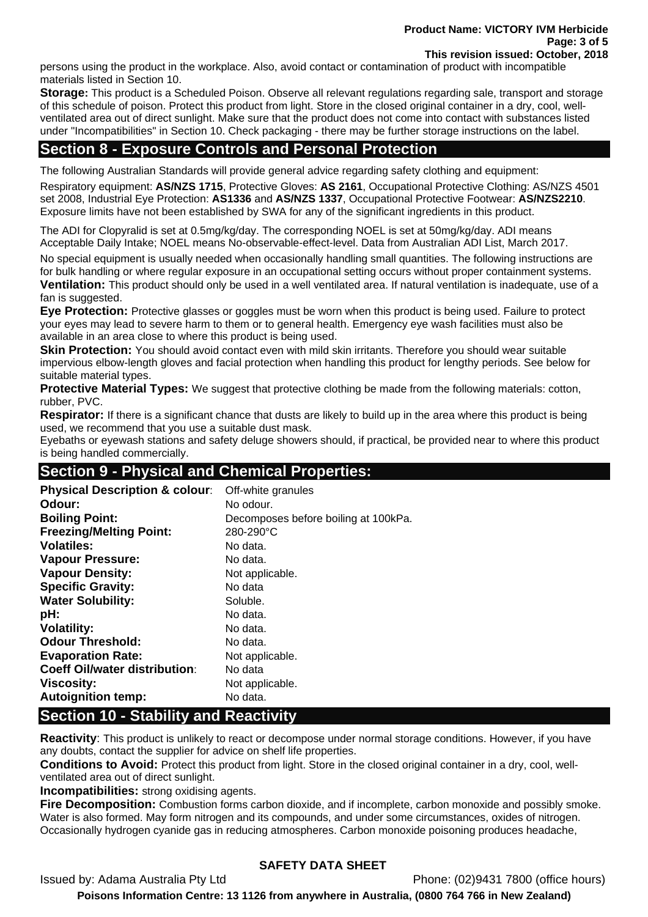persons using the product in the workplace. Also, avoid contact or contamination of product with incompatible materials listed in Section 10.

**Storage:** This product is a Scheduled Poison. Observe all relevant regulations regarding sale, transport and storage of this schedule of poison. Protect this product from light. Store in the closed original container in a dry, cool, well-ventilated area out of direct sunlight. Make sure that the product does not come into contact with substances listed under "Incompatibilities" in Section 10. Check packaging - there may be further storage instructions on the label.

## Section 8 - Exposure Controls and Personal Protection

The following Australian Standards will provide general advice regarding safety clothing and equipment:

Respiratory equipment: **AS/NZS 1715**, Protective Gloves: **AS 2161**, Occupational Protective Clothing: AS/NZS 4501 set 2008, Industrial Eye Protection: **AS1336** and **AS/NZS 1337**, Occupational Protective Footwear: **AS/NZS2210**. Exposure limits have not been established by SWA for any of the significant ingredients in this product.

The ADI for Clopyralid is set at 0.5mg/kg/day. The corresponding NOEL is set at 50mg/kg/day. ADI means Acceptable Daily Intake; NOEL means No-observable-effect-level. Data from Australian ADI List, March 2017.

No special equipment is usually needed when occasionally handling small quantities. The following instructions are for bulk handling or where regular exposure in an occupational setting occurs without proper containment systems.

**Ventilation:** This product should only be used in a well ventilated area. If natural ventilation is inadequate, use of a fan is suggested.

**Eye Protection:** Protective glasses or goggles must be worn when this product is being used. Failure to protect your eyes may lead to severe harm to them or to general health. Emergency eye wash facilities must also be available in an area close to where this product is being used.

**Skin Protection:** You should avoid contact even with mild skin irritants. Therefore you should wear suitable impervious elbow-length gloves and facial protection when handling this product for lengthy periods. See below for suitable material types.

**Protective Material Types:** We suggest that protective clothing be made from the following materials: cotton, rubber, PVC.

**Respirator:** If there is a significant chance that dusts are likely to build up in the area where this product is being used, we recommend that you use a suitable dust mask.

Eyebaths or eyewash stations and safety deluge showers should, if practical, be provided near to where this product is being handled commercially.

## Section 9 - Physical and Chemical Properties:

| | |
|---|---|
| **Physical Description & colour**: | Off-white granules |
| **Odour:** | No odour. |
| **Boiling Point:** | Decomposes before boiling at 100kPa. |
| **Freezing/Melting Point:** | 280-290°C |
| **Volatiles:** | No data. |
| **Vapour Pressure:** | No data. |
| **Vapour Density:** | Not applicable. |
| **Specific Gravity:** | No data |
| **Water Solubility:** | Soluble. |
| **pH:** | No data. |
| **Volatility:** | No data. |
| **Odour Threshold:** | No data. |
| **Evaporation Rate:** | Not applicable. |
| **Coeff Oil/water distribution**: | No data |
| **Viscosity:** | Not applicable. |
| **Autoignition temp:** | No data. |

## Section 10 - Stability and Reactivity

**Reactivity**: This product is unlikely to react or decompose under normal storage conditions. However, if you have any doubts, contact the supplier for advice on shelf life properties.

**Conditions to Avoid:** Protect this product from light. Store in the closed original container in a dry, cool, well-ventilated area out of direct sunlight.

**Incompatibilities:** strong oxidising agents.

**Fire Decomposition:** Combustion forms carbon dioxide, and if incomplete, carbon monoxide and possibly smoke. Water is also formed. May form nitrogen and its compounds, and under some circumstances, oxides of nitrogen. Occasionally hydrogen cyanide gas in reducing atmospheres. Carbon monoxide poisoning produces headache,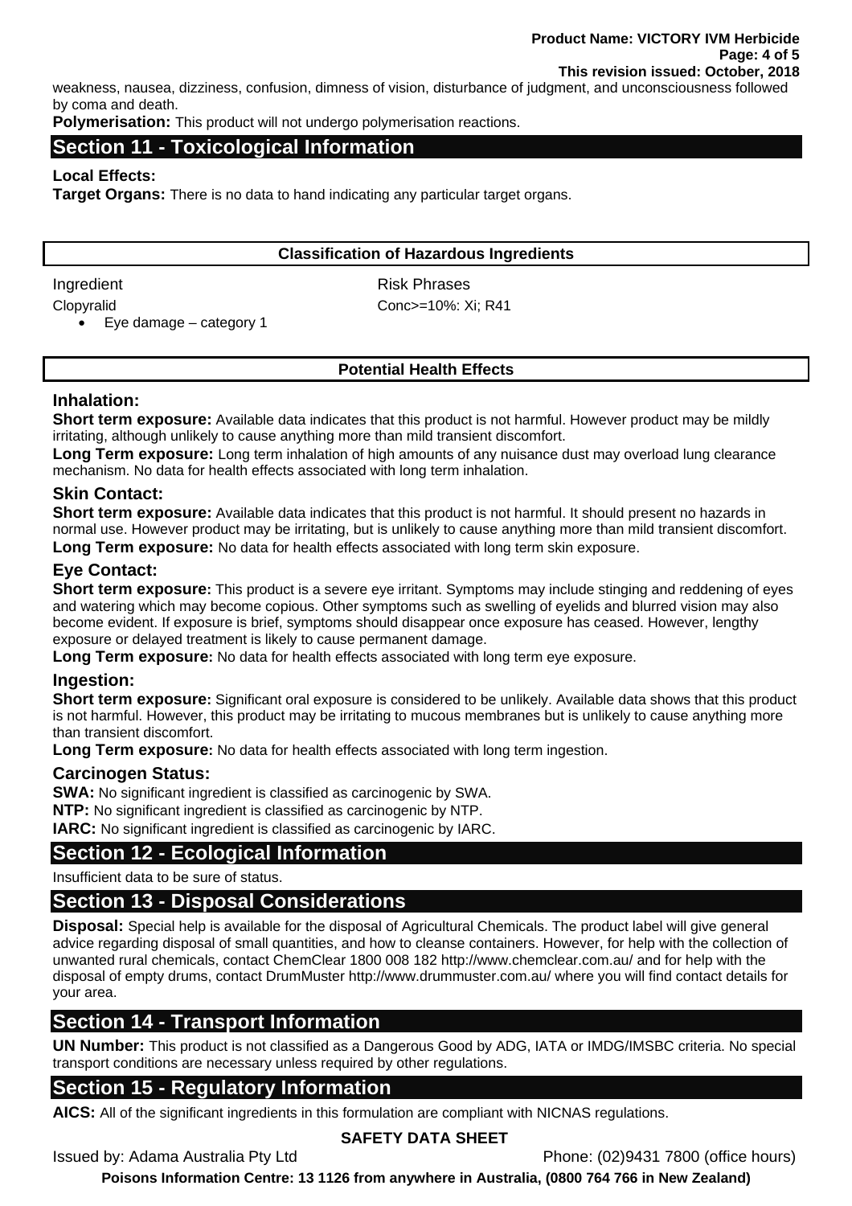weakness, nausea, dizziness, confusion, dimness of vision, disturbance of judgment, and unconsciousness followed by coma and death.

**Polymerisation:** This product will not undergo polymerisation reactions.

## Section 11 - Toxicological Information

**Local Effects:**

**Target Organs:** There is no data to hand indicating any particular target organs.

**Classification of Hazardous Ingredients**

| Ingredient | Risk Phrases |
|---|---|
| Clopyralid<br>• Eye damage – category 1 | Conc>=10%: Xi; R41 |

**Potential Health Effects**

### Inhalation:

**Short term exposure:** Available data indicates that this product is not harmful. However product may be mildly irritating, although unlikely to cause anything more than mild transient discomfort.

**Long Term exposure:** Long term inhalation of high amounts of any nuisance dust may overload lung clearance mechanism. No data for health effects associated with long term inhalation.

### Skin Contact:

**Short term exposure:** Available data indicates that this product is not harmful. It should present no hazards in normal use. However product may be irritating, but is unlikely to cause anything more than mild transient discomfort.

**Long Term exposure:** No data for health effects associated with long term skin exposure.

### Eye Contact:

**Short term exposure:** This product is a severe eye irritant. Symptoms may include stinging and reddening of eyes and watering which may become copious. Other symptoms such as swelling of eyelids and blurred vision may also become evident. If exposure is brief, symptoms should disappear once exposure has ceased. However, lengthy exposure or delayed treatment is likely to cause permanent damage.

**Long Term exposure:** No data for health effects associated with long term eye exposure.

### Ingestion:

**Short term exposure:** Significant oral exposure is considered to be unlikely. Available data shows that this product is not harmful. However, this product may be irritating to mucous membranes but is unlikely to cause anything more than transient discomfort.

**Long Term exposure:** No data for health effects associated with long term ingestion.

### Carcinogen Status:

**SWA:** No significant ingredient is classified as carcinogenic by SWA.

**NTP:** No significant ingredient is classified as carcinogenic by NTP.

**IARC:** No significant ingredient is classified as carcinogenic by IARC.

## Section 12 - Ecological Information

Insufficient data to be sure of status.

## Section 13 - Disposal Considerations

**Disposal:** Special help is available for the disposal of Agricultural Chemicals. The product label will give general advice regarding disposal of small quantities, and how to cleanse containers. However, for help with the collection of unwanted rural chemicals, contact ChemClear 1800 008 182 http://www.chemclear.com.au/ and for help with the disposal of empty drums, contact DrumMuster http://www.drummuster.com.au/ where you will find contact details for your area.

## Section 14 - Transport Information

**UN Number:** This product is not classified as a Dangerous Good by ADG, IATA or IMDG/IMSBC criteria. No special transport conditions are necessary unless required by other regulations.

## Section 15 - Regulatory Information

**AICS:** All of the significant ingredients in this formulation are compliant with NICNAS regulations.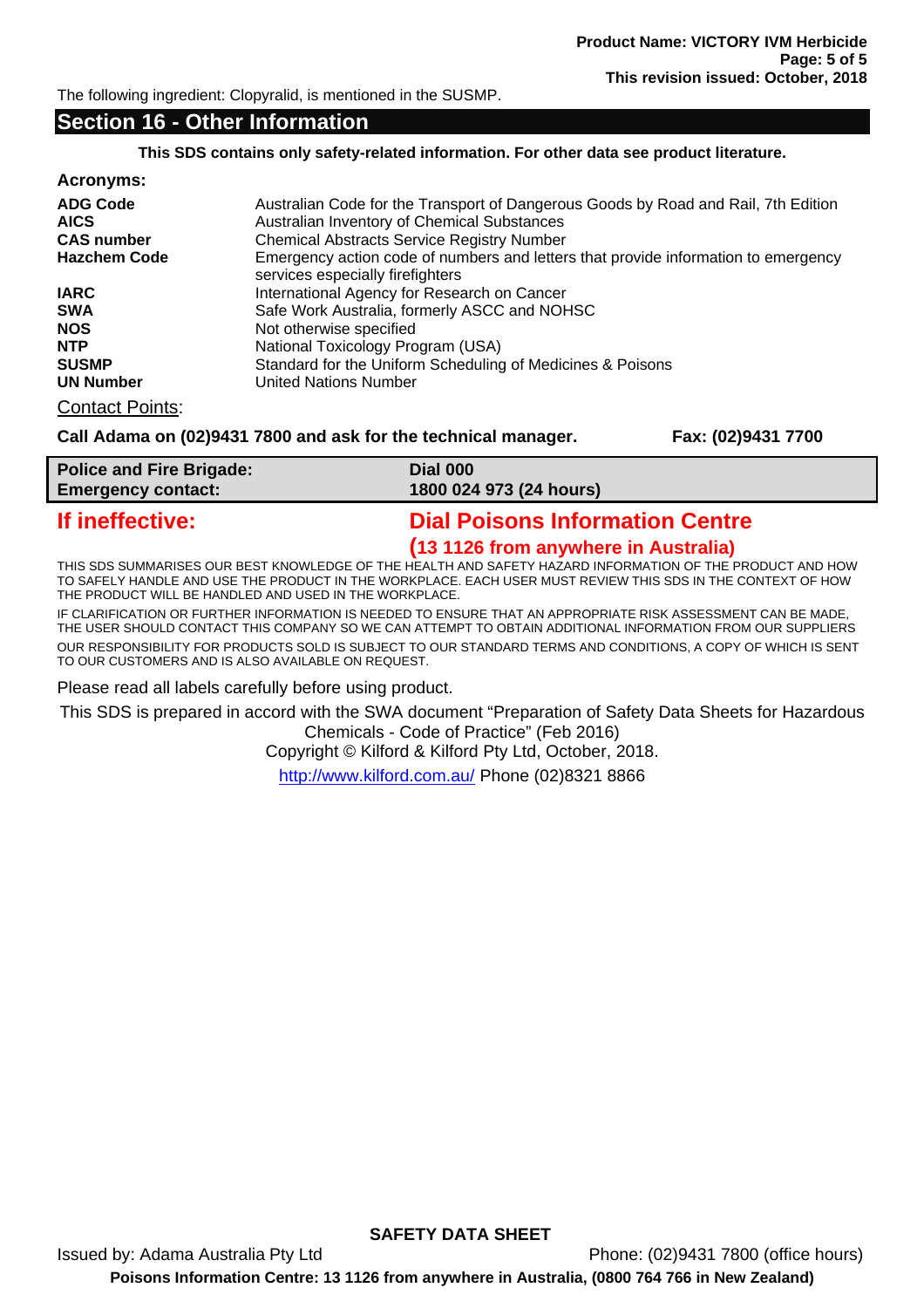The following ingredient: Clopyralid, is mentioned in the SUSMP.

## Section 16 - Other Information

**This SDS contains only safety-related information. For other data see product literature.**

**Acronyms:**

| | |
|---|---|
| **ADG Code** | Australian Code for the Transport of Dangerous Goods by Road and Rail, 7th Edition |
| **AICS** | Australian Inventory of Chemical Substances |
| **CAS number** | Chemical Abstracts Service Registry Number |
| **Hazchem Code** | Emergency action code of numbers and letters that provide information to emergency services especially firefighters |
| **IARC** | International Agency for Research on Cancer |
| **SWA** | Safe Work Australia, formerly ASCC and NOHSC |
| **NOS** | Not otherwise specified |
| **NTP** | National Toxicology Program (USA) |
| **SUSMP** | Standard for the Uniform Scheduling of Medicines & Poisons |
| **UN Number** | United Nations Number |

Contact Points:

**Call Adama on (02)9431 7800 and ask for the technical manager.** **Fax: (02)9431 7700**

| | |
|---|---|
| **Police and Fire Brigade:** | **Dial 000** |
| **Emergency contact:** | **1800 024 973 (24 hours)** |

**If ineffective:** **Dial Poisons Information Centre (13 1126 from anywhere in Australia)**

THIS SDS SUMMARISES OUR BEST KNOWLEDGE OF THE HEALTH AND SAFETY HAZARD INFORMATION OF THE PRODUCT AND HOW TO SAFELY HANDLE AND USE THE PRODUCT IN THE WORKPLACE. EACH USER MUST REVIEW THIS SDS IN THE CONTEXT OF HOW THE PRODUCT WILL BE HANDLED AND USED IN THE WORKPLACE.

IF CLARIFICATION OR FURTHER INFORMATION IS NEEDED TO ENSURE THAT AN APPROPRIATE RISK ASSESSMENT CAN BE MADE, THE USER SHOULD CONTACT THIS COMPANY SO WE CAN ATTEMPT TO OBTAIN ADDITIONAL INFORMATION FROM OUR SUPPLIERS

OUR RESPONSIBILITY FOR PRODUCTS SOLD IS SUBJECT TO OUR STANDARD TERMS AND CONDITIONS, A COPY OF WHICH IS SENT TO OUR CUSTOMERS AND IS ALSO AVAILABLE ON REQUEST.

Please read all labels carefully before using product.

This SDS is prepared in accord with the SWA document "Preparation of Safety Data Sheets for Hazardous Chemicals - Code of Practice" (Feb 2016)

Copyright © Kilford & Kilford Pty Ltd, October, 2018.

http://www.kilford.com.au/ Phone (02)8321 8866